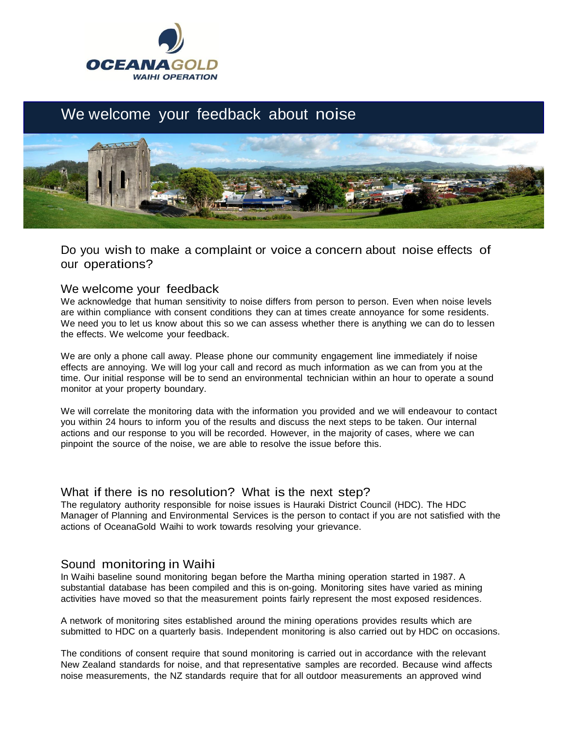OCEANAGOLD
WAIHI OPERATION

# We welcome your feedback about noise

## Do you wish to make a complaint or voice a concern about noise effects of our operations?

### We welcome your feedback

We acknowledge that human sensitivity to noise differs from person to person. Even when noise levels are within compliance with consent conditions they can at times create annoyance for some residents. We need you to let us know about this so we can assess whether there is anything we can do to lessen the effects. We welcome your feedback.

We are only a phone call away. Please phone our community engagement line immediately if noise effects are annoying. We will log your call and record as much information as we can from you at the time. Our initial response will be to send an environmental technician within an hour to operate a sound monitor at your property boundary.

We will correlate the monitoring data with the information you provided and we will endeavour to contact you within 24 hours to inform you of the results and discuss the next steps to be taken. Our internal actions and our response to you will be recorded. However, in the majority of cases, where we can pinpoint the source of the noise, we are able to resolve the issue before this.

### What if there is no resolution? What is the next step?

The regulatory authority responsible for noise issues is Hauraki District Council (HDC). The HDC Manager of Planning and Environmental Services is the person to contact if you are not satisfied with the actions of OceanaGold Waihi to work towards resolving your grievance.

### Sound monitoring in Waihi

In Waihi baseline sound monitoring began before the Martha mining operation started in 1987. A substantial database has been compiled and this is on-going. Monitoring sites have varied as mining activities have moved so that the measurement points fairly represent the most exposed residences.

A network of monitoring sites established around the mining operations provides results which are submitted to HDC on a quarterly basis. Independent monitoring is also carried out by HDC on occasions.

The conditions of consent require that sound monitoring is carried out in accordance with the relevant New Zealand standards for noise, and that representative samples are recorded. Because wind affects noise measurements, the NZ standards require that for all outdoor measurements an approved wind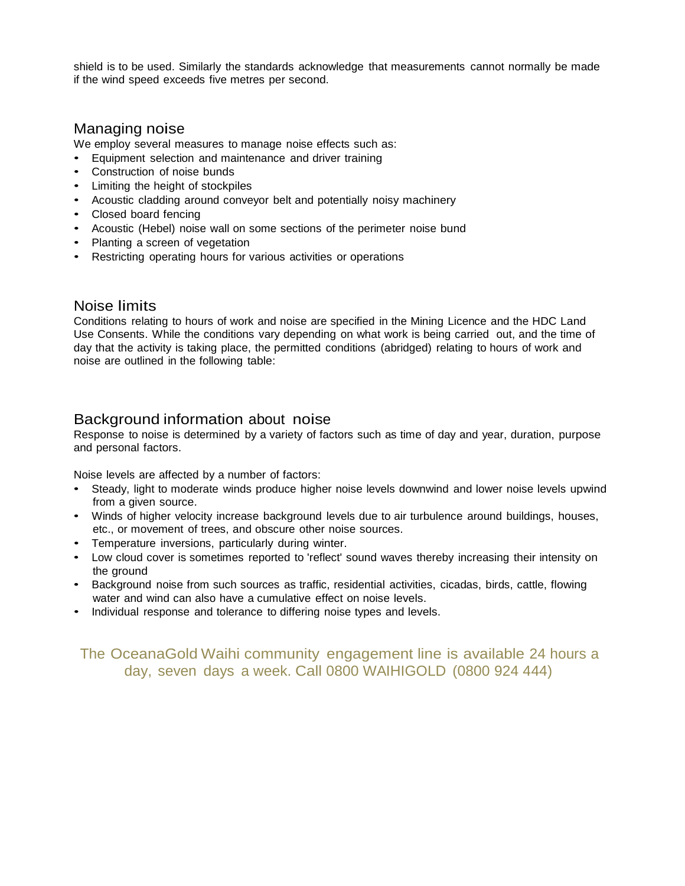shield is to be used. Similarly the standards acknowledge that measurements cannot normally be made if the wind speed exceeds five metres per second.

## Managing noise

We employ several measures to manage noise effects such as:

- Equipment selection and maintenance and driver training
- Construction of noise bunds
- Limiting the height of stockpiles
- Acoustic cladding around conveyor belt and potentially noisy machinery
- Closed board fencing
- Acoustic (Hebel) noise wall on some sections of the perimeter noise bund
- Planting a screen of vegetation
- Restricting operating hours for various activities or operations

## Noise limits

Conditions relating to hours of work and noise are specified in the Mining Licence and the HDC Land Use Consents. While the conditions vary depending on what work is being carried out, and the time of day that the activity is taking place, the permitted conditions (abridged) relating to hours of work and noise are outlined in the following table:

## Background information about noise

Response to noise is determined by a variety of factors such as time of day and year, duration, purpose and personal factors.

Noise levels are affected by a number of factors:

- Steady, light to moderate winds produce higher noise levels downwind and lower noise levels upwind from a given source.
- Winds of higher velocity increase background levels due to air turbulence around buildings, houses, etc., or movement of trees, and obscure other noise sources.
- Temperature inversions, particularly during winter.
- Low cloud cover is sometimes reported to 'reflect' sound waves thereby increasing their intensity on the ground
- Background noise from such sources as traffic, residential activities, cicadas, birds, cattle, flowing water and wind can also have a cumulative effect on noise levels.
- Individual response and tolerance to differing noise types and levels.

The OceanaGold Waihi community engagement line is available 24 hours a day, seven days a week. Call 0800 WAIHIGOLD (0800 924 444)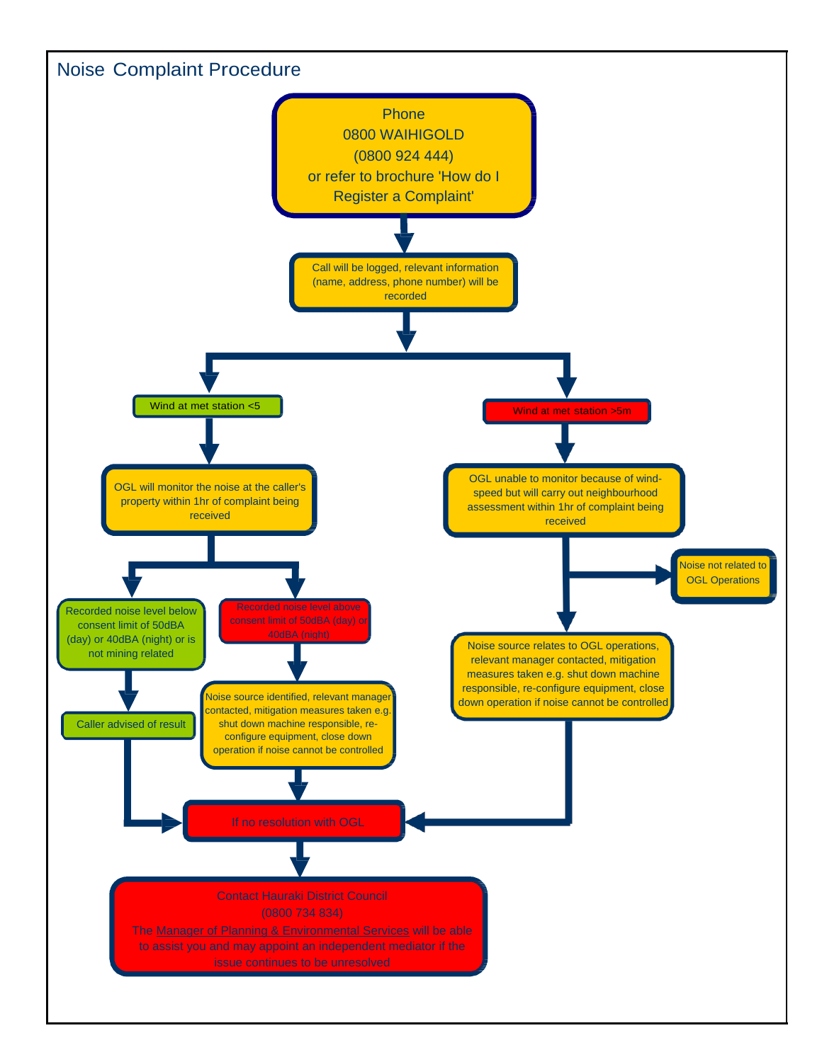## Noise Complaint Procedure

Phone
0800 WAIHIGOLD
(0800 924 444)
or refer to brochure 'How do I Register a Complaint'

Call will be logged, relevant information (name, address, phone number) will be recorded

Wind at met station <5

OGL will monitor the noise at the caller's property within 1hr of complaint being received

Recorded noise level below consent limit of 50dBA (day) or 40dBA (night) or is not mining related

Caller advised of result

Recorded noise level above consent limit of 50dBA (day) or 40dBA (night)

Noise source identified, relevant manager contacted, mitigation measures taken e.g. shut down machine responsible, re-configure equipment, close down operation if noise cannot be controlled

Wind at met station >5m

OGL unable to monitor because of wind-speed but will carry out neighbourhood assessment within 1hr of complaint being received

Noise not related to OGL Operations

Noise source relates to OGL operations, relevant manager contacted, mitigation measures taken e.g. shut down machine responsible, re-configure equipment, close down operation if noise cannot be controlled

If no resolution with OGL

Contact Hauraki District Council
(0800 734 834)
The Manager of Planning & Environmental Services will be able to assist you and may appoint an independent mediator if the issue continues to be unresolved